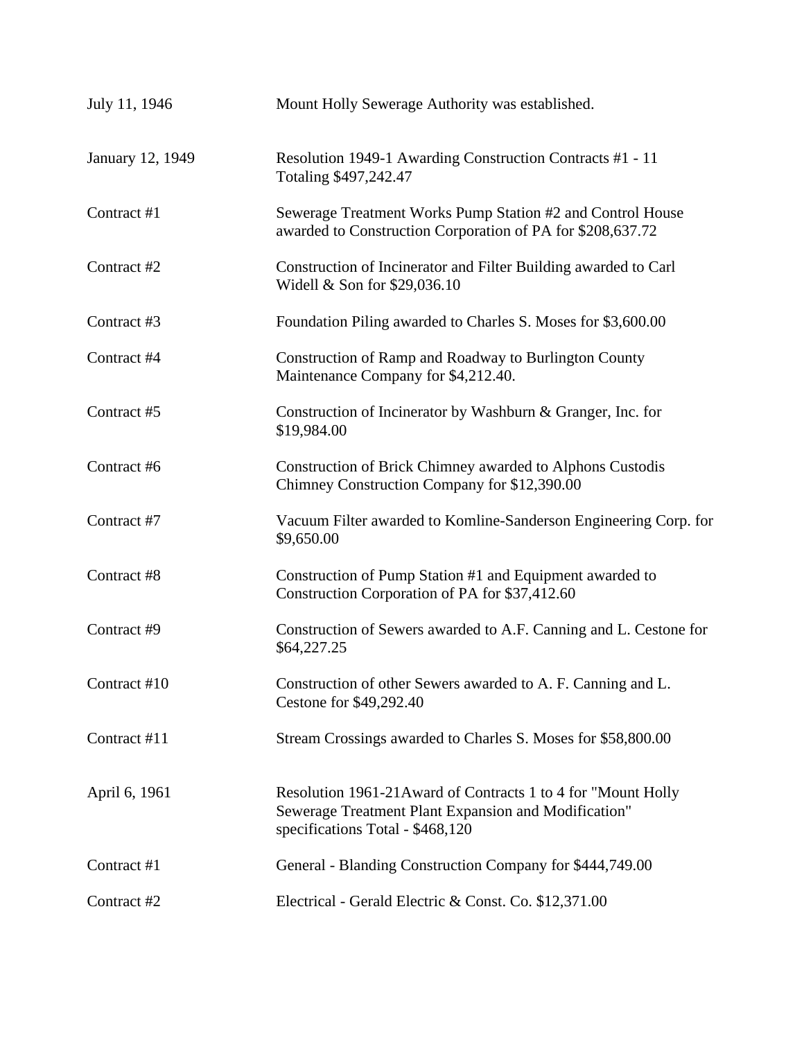| | |
|---|---|
| July 11, 1946 | Mount Holly Sewerage Authority was established. |
| January 12, 1949 | Resolution 1949-1 Awarding Construction Contracts #1 - 11 Totaling $497,242.47 |
| Contract #1 | Sewerage Treatment Works Pump Station #2 and Control House awarded to Construction Corporation of PA for $208,637.72 |
| Contract #2 | Construction of Incinerator and Filter Building awarded to Carl Widell & Son for $29,036.10 |
| Contract #3 | Foundation Piling awarded to Charles S. Moses for $3,600.00 |
| Contract #4 | Construction of Ramp and Roadway to Burlington County Maintenance Company for $4,212.40. |
| Contract #5 | Construction of Incinerator by Washburn & Granger, Inc. for $19,984.00 |
| Contract #6 | Construction of Brick Chimney awarded to Alphons Custodis Chimney Construction Company for $12,390.00 |
| Contract #7 | Vacuum Filter awarded to Komline-Sanderson Engineering Corp. for $9,650.00 |
| Contract #8 | Construction of Pump Station #1 and Equipment awarded to Construction Corporation of PA for $37,412.60 |
| Contract #9 | Construction of Sewers awarded to A.F. Canning and L. Cestone for $64,227.25 |
| Contract #10 | Construction of other Sewers awarded to A. F. Canning and L. Cestone for $49,292.40 |
| Contract #11 | Stream Crossings awarded to Charles S. Moses for $58,800.00 |
| April 6, 1961 | Resolution 1961-21Award of Contracts 1 to 4 for "Mount Holly Sewerage Treatment Plant Expansion and Modification" specifications Total - $468,120 |
| Contract #1 | General - Blanding Construction Company for $444,749.00 |
| Contract #2 | Electrical - Gerald Electric & Const. Co. $12,371.00 |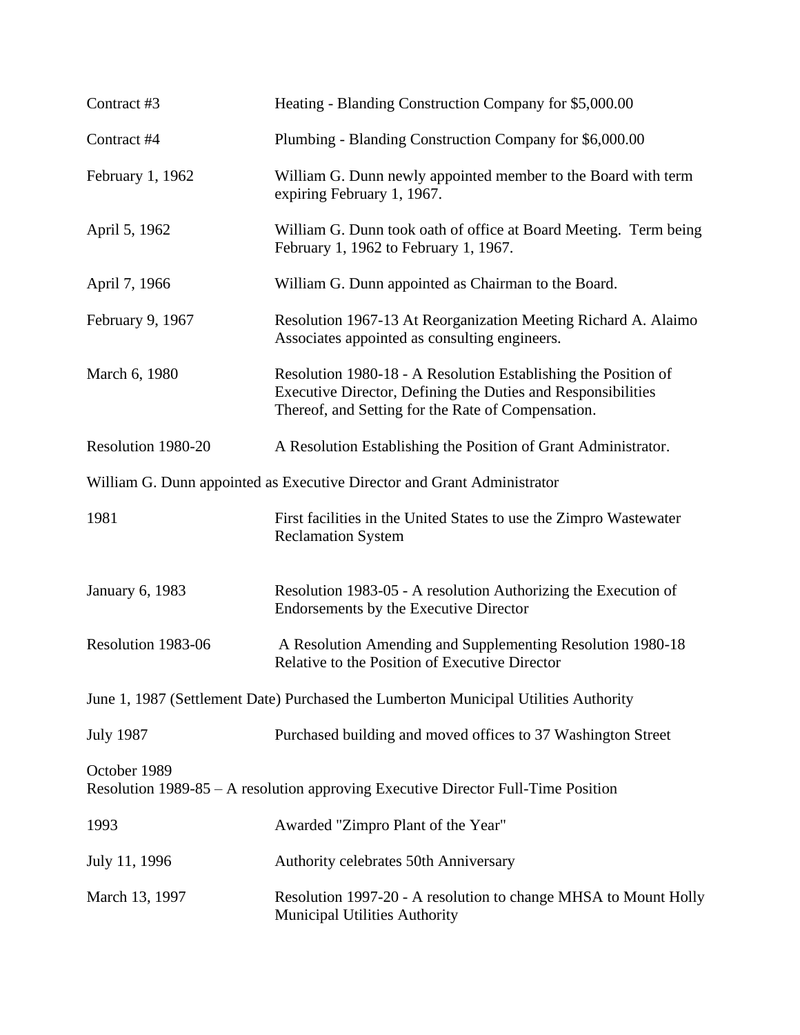| | |
|---|---|
| Contract #3 | Heating - Blanding Construction Company for $5,000.00 |
| Contract #4 | Plumbing - Blanding Construction Company for $6,000.00 |
| February 1, 1962 | William G. Dunn newly appointed member to the Board with term expiring February 1, 1967. |
| April 5, 1962 | William G. Dunn took oath of office at Board Meeting. Term being February 1, 1962 to February 1, 1967. |
| April 7, 1966 | William G. Dunn appointed as Chairman to the Board. |
| February 9, 1967 | Resolution 1967-13 At Reorganization Meeting Richard A. Alaimo Associates appointed as consulting engineers. |
| March 6, 1980 | Resolution 1980-18 - A Resolution Establishing the Position of Executive Director, Defining the Duties and Responsibilities Thereof, and Setting for the Rate of Compensation. |
| Resolution 1980-20 | A Resolution Establishing the Position of Grant Administrator. |

William G. Dunn appointed as Executive Director and Grant Administrator

| | |
|---|---|
| 1981 | First facilities in the United States to use the Zimpro Wastewater Reclamation System |
| January 6, 1983 | Resolution 1983-05 - A resolution Authorizing the Execution of Endorsements by the Executive Director |
| Resolution 1983-06 | A Resolution Amending and Supplementing Resolution 1980-18 Relative to the Position of Executive Director |

June 1, 1987 (Settlement Date) Purchased the Lumberton Municipal Utilities Authority

| | |
|---|---|
| July 1987 | Purchased building and moved offices to 37 Washington Street |

October 1989
Resolution 1989-85 – A resolution approving Executive Director Full-Time Position

| | |
|---|---|
| 1993 | Awarded "Zimpro Plant of the Year" |
| July 11, 1996 | Authority celebrates 50th Anniversary |
| March 13, 1997 | Resolution 1997-20 - A resolution to change MHSA to Mount Holly Municipal Utilities Authority |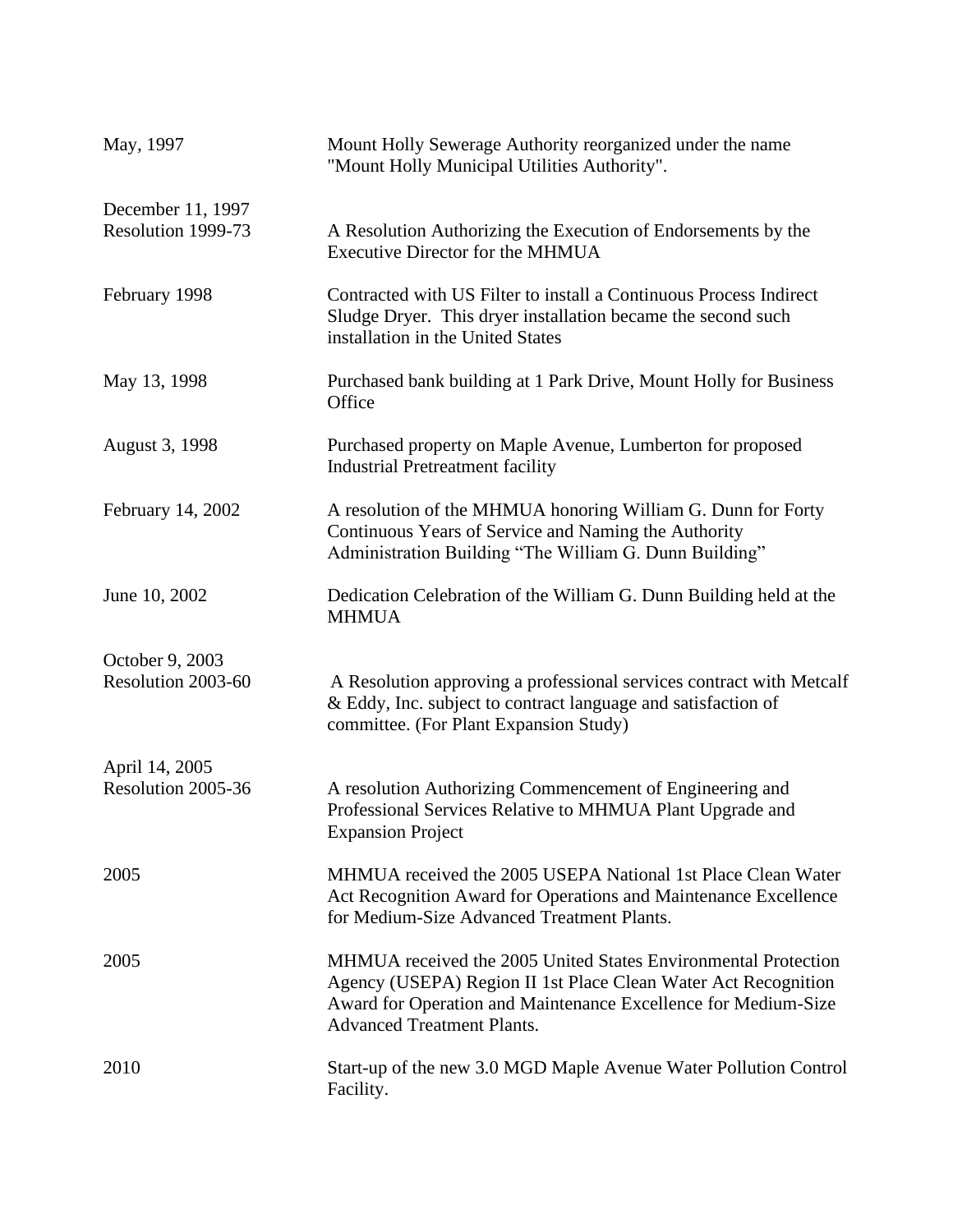| | |
|---|---|
| May, 1997 | Mount Holly Sewerage Authority reorganized under the name "Mount Holly Municipal Utilities Authority". |
| December 11, 1997<br>Resolution 1999-73 | A Resolution Authorizing the Execution of Endorsements by the Executive Director for the MHMUA |
| February 1998 | Contracted with US Filter to install a Continuous Process Indirect Sludge Dryer. This dryer installation became the second such installation in the United States |
| May 13, 1998 | Purchased bank building at 1 Park Drive, Mount Holly for Business Office |
| August 3, 1998 | Purchased property on Maple Avenue, Lumberton for proposed Industrial Pretreatment facility |
| February 14, 2002 | A resolution of the MHMUA honoring William G. Dunn for Forty Continuous Years of Service and Naming the Authority Administration Building "The William G. Dunn Building" |
| June 10, 2002 | Dedication Celebration of the William G. Dunn Building held at the MHMUA |
| October 9, 2003<br>Resolution 2003-60 | A Resolution approving a professional services contract with Metcalf & Eddy, Inc. subject to contract language and satisfaction of committee. (For Plant Expansion Study) |
| April 14, 2005<br>Resolution 2005-36 | A resolution Authorizing Commencement of Engineering and Professional Services Relative to MHMUA Plant Upgrade and Expansion Project |
| 2005 | MHMUA received the 2005 USEPA National 1st Place Clean Water Act Recognition Award for Operations and Maintenance Excellence for Medium-Size Advanced Treatment Plants. |
| 2005 | MHMUA received the 2005 United States Environmental Protection Agency (USEPA) Region II 1st Place Clean Water Act Recognition Award for Operation and Maintenance Excellence for Medium-Size Advanced Treatment Plants. |
| 2010 | Start-up of the new 3.0 MGD Maple Avenue Water Pollution Control Facility. |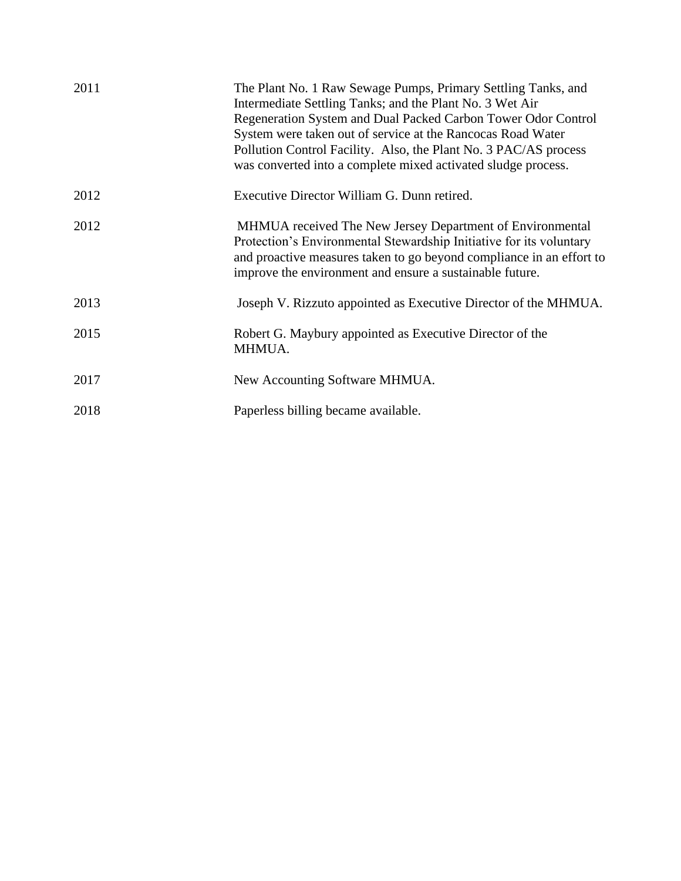| | |
|---|---|
| 2011 | The Plant No. 1 Raw Sewage Pumps, Primary Settling Tanks, and Intermediate Settling Tanks; and the Plant No. 3 Wet Air Regeneration System and Dual Packed Carbon Tower Odor Control System were taken out of service at the Rancocas Road Water Pollution Control Facility. Also, the Plant No. 3 PAC/AS process was converted into a complete mixed activated sludge process. |
| 2012 | Executive Director William G. Dunn retired. |
| 2012 | MHMUA received The New Jersey Department of Environmental Protection's Environmental Stewardship Initiative for its voluntary and proactive measures taken to go beyond compliance in an effort to improve the environment and ensure a sustainable future. |
| 2013 | Joseph V. Rizzuto appointed as Executive Director of the MHMUA. |
| 2015 | Robert G. Maybury appointed as Executive Director of the MHMUA. |
| 2017 | New Accounting Software MHMUA. |
| 2018 | Paperless billing became available. |